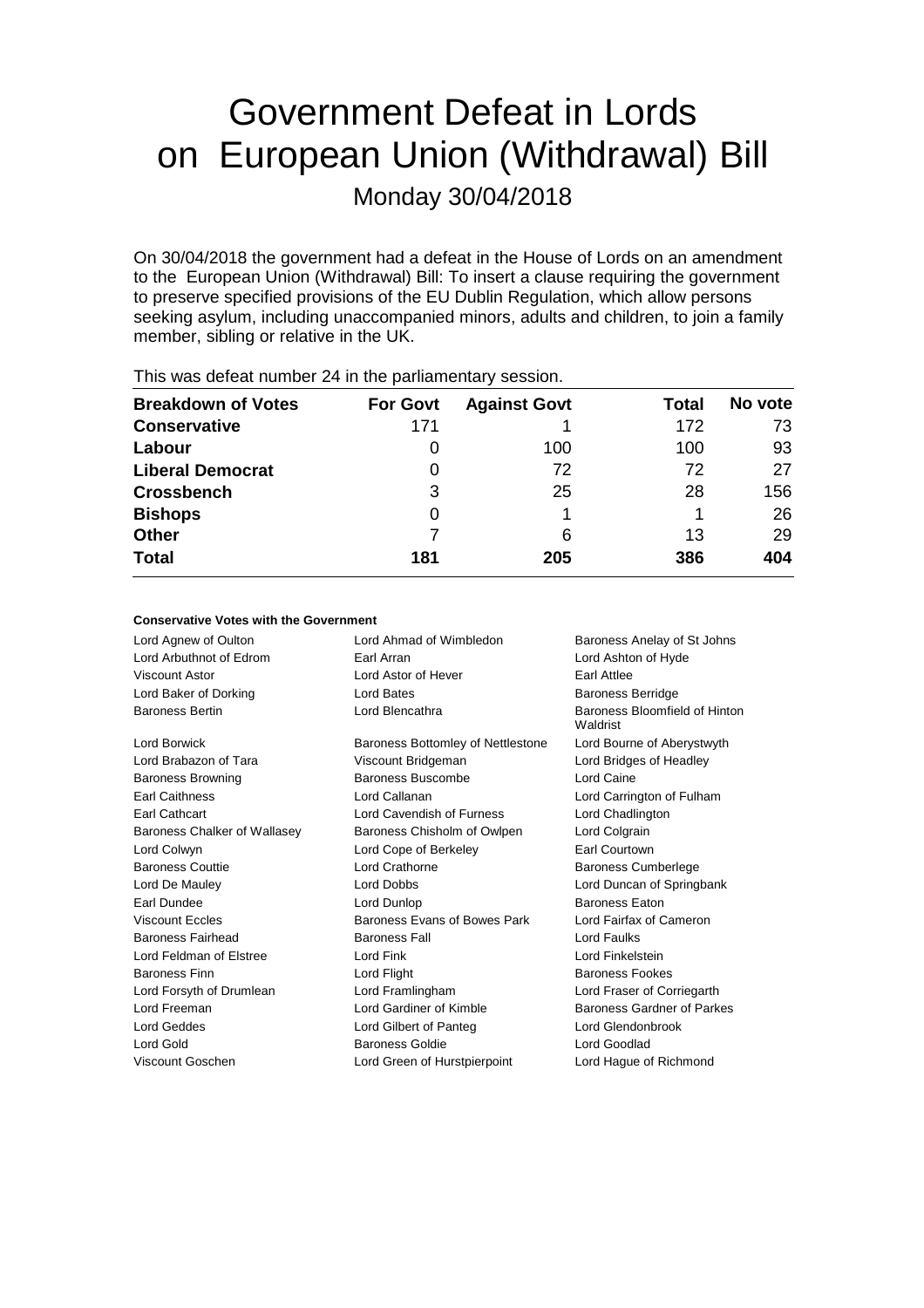# Government Defeat in Lords on European Union (Withdrawal) Bill

Monday 30/04/2018

On 30/04/2018 the government had a defeat in the House of Lords on an amendment to the European Union (Withdrawal) Bill: To insert a clause requiring the government to preserve specified provisions of the EU Dublin Regulation, which allow persons seeking asylum, including unaccompanied minors, adults and children, to join a family member, sibling or relative in the UK.

This was defeat number 24 in the parliamentary session.

| Breakdown of Votes | For Govt | Against Govt | Total | No vote |
|---|---|---|---|---|
| **Conservative** | 171 | 1 | 172 | 73 |
| **Labour** | 0 | 100 | 100 | 93 |
| **Liberal Democrat** | 0 | 72 | 72 | 27 |
| **Crossbench** | 3 | 25 | 28 | 156 |
| **Bishops** | 0 | 1 | 1 | 26 |
| **Other** | 7 | 6 | 13 | 29 |
| **Total** | **181** | **205** | **386** | **404** |

#### Conservative Votes with the Government

| | | |
|---|---|---|
| Lord Agnew of Oulton | Lord Ahmad of Wimbledon | Baroness Anelay of St Johns |
| Lord Arbuthnot of Edrom | Earl Arran | Lord Ashton of Hyde |
| Viscount Astor | Lord Astor of Hever | Earl Attlee |
| Lord Baker of Dorking | Lord Bates | Baroness Berridge |
| Baroness Bertin | Lord Blencathra | Baroness Bloomfield of Hinton Waldrist |
| Lord Borwick | Baroness Bottomley of Nettlestone | Lord Bourne of Aberystwyth |
| Lord Brabazon of Tara | Viscount Bridgeman | Lord Bridges of Headley |
| Baroness Browning | Baroness Buscombe | Lord Caine |
| Earl Caithness | Lord Callanan | Lord Carrington of Fulham |
| Earl Cathcart | Lord Cavendish of Furness | Lord Chadlington |
| Baroness Chalker of Wallasey | Baroness Chisholm of Owlpen | Lord Colgrain |
| Lord Colwyn | Lord Cope of Berkeley | Earl Courtown |
| Baroness Couttie | Lord Crathorne | Baroness Cumberlege |
| Lord De Mauley | Lord Dobbs | Lord Duncan of Springbank |
| Earl Dundee | Lord Dunlop | Baroness Eaton |
| Viscount Eccles | Baroness Evans of Bowes Park | Lord Fairfax of Cameron |
| Baroness Fairhead | Baroness Fall | Lord Faulks |
| Lord Feldman of Elstree | Lord Fink | Lord Finkelstein |
| Baroness Finn | Lord Flight | Baroness Fookes |
| Lord Forsyth of Drumlean | Lord Framlingham | Lord Fraser of Corriegarth |
| Lord Freeman | Lord Gardiner of Kimble | Baroness Gardner of Parkes |
| Lord Geddes | Lord Gilbert of Panteg | Lord Glendonbrook |
| Lord Gold | Baroness Goldie | Lord Goodlad |
| Viscount Goschen | Lord Green of Hurstpierpoint | Lord Hague of Richmond |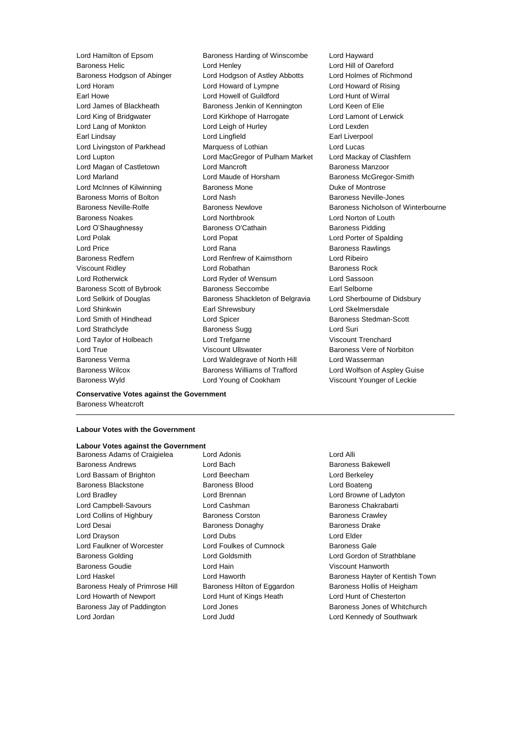Lord Hamilton of Epsom
Baroness Harding of Winscombe
Lord Hayward
Baroness Helic
Lord Henley
Lord Hill of Oareford
Baroness Hodgson of Abinger
Lord Hodgson of Astley Abbotts
Lord Holmes of Richmond
Lord Horam
Lord Howard of Lympne
Lord Howard of Rising
Earl Howe
Lord Howell of Guildford
Lord Hunt of Wirral
Lord James of Blackheath
Baroness Jenkin of Kennington
Lord Keen of Elie
Lord King of Bridgwater
Lord Kirkhope of Harrogate
Lord Lamont of Lerwick
Lord Lang of Monkton
Lord Leigh of Hurley
Lord Lexden
Earl Lindsay
Lord Lingfield
Earl Liverpool
Lord Livingston of Parkhead
Marquess of Lothian
Lord Lucas
Lord Lupton
Lord MacGregor of Pulham Market
Lord Mackay of Clashfern
Lord Magan of Castletown
Lord Mancroft
Baroness Manzoor
Lord Marland
Lord Maude of Horsham
Baroness McGregor-Smith
Lord McInnes of Kilwinning
Baroness Mone
Duke of Montrose
Baroness Morris of Bolton
Lord Nash
Baroness Neville-Jones
Baroness Neville-Rolfe
Baroness Newlove
Baroness Nicholson of Winterbourne
Baroness Noakes
Lord Northbrook
Lord Norton of Louth
Lord O'Shaughnessy
Baroness O'Cathain
Baroness Pidding
Lord Polak
Lord Popat
Lord Porter of Spalding
Lord Price
Lord Rana
Baroness Rawlings
Baroness Redfern
Lord Renfrew of Kaimsthorn
Lord Ribeiro
Viscount Ridley
Lord Robathan
Baroness Rock
Lord Rotherwick
Lord Ryder of Wensum
Lord Sassoon
Baroness Scott of Bybrook
Baroness Seccombe
Earl Selborne
Lord Selkirk of Douglas
Baroness Shackleton of Belgravia
Lord Sherbourne of Didsbury
Lord Shinkwin
Earl Shrewsbury
Lord Skelmersdale
Lord Smith of Hindhead
Lord Spicer
Baroness Stedman-Scott
Lord Strathclyde
Baroness Sugg
Lord Suri
Lord Taylor of Holbeach
Lord Trefgarne
Viscount Trenchard
Lord True
Viscount Ullswater
Baroness Vere of Norbiton
Baroness Verma
Lord Waldegrave of North Hill
Lord Wasserman
Baroness Wilcox
Baroness Williams of Trafford
Lord Wolfson of Aspley Guise
Baroness Wyld
Lord Young of Cookham
Viscount Younger of Leckie

**Conservative Votes against the Government**

Baroness Wheatcroft

---

**Labour Votes with the Government**

**Labour Votes against the Government**

Baroness Adams of Craigielea
Lord Adonis
Lord Alli
Baroness Andrews
Lord Bach
Baroness Bakewell
Lord Bassam of Brighton
Lord Beecham
Lord Berkeley
Baroness Blackstone
Baroness Blood
Lord Boateng
Lord Bradley
Lord Brennan
Lord Browne of Ladyton
Lord Campbell-Savours
Lord Cashman
Baroness Chakrabarti
Lord Collins of Highbury
Baroness Corston
Baroness Crawley
Lord Desai
Baroness Donaghy
Baroness Drake
Lord Drayson
Lord Dubs
Lord Elder
Lord Faulkner of Worcester
Lord Foulkes of Cumnock
Baroness Gale
Baroness Golding
Lord Goldsmith
Lord Gordon of Strathblane
Baroness Goudie
Lord Hain
Viscount Hanworth
Lord Haskel
Lord Haworth
Baroness Hayter of Kentish Town
Baroness Healy of Primrose Hill
Baroness Hilton of Eggardon
Baroness Hollis of Heigham
Lord Howarth of Newport
Lord Hunt of Kings Heath
Lord Hunt of Chesterton
Baroness Jay of Paddington
Lord Jones
Baroness Jones of Whitchurch
Lord Jordan
Lord Judd
Lord Kennedy of Southwark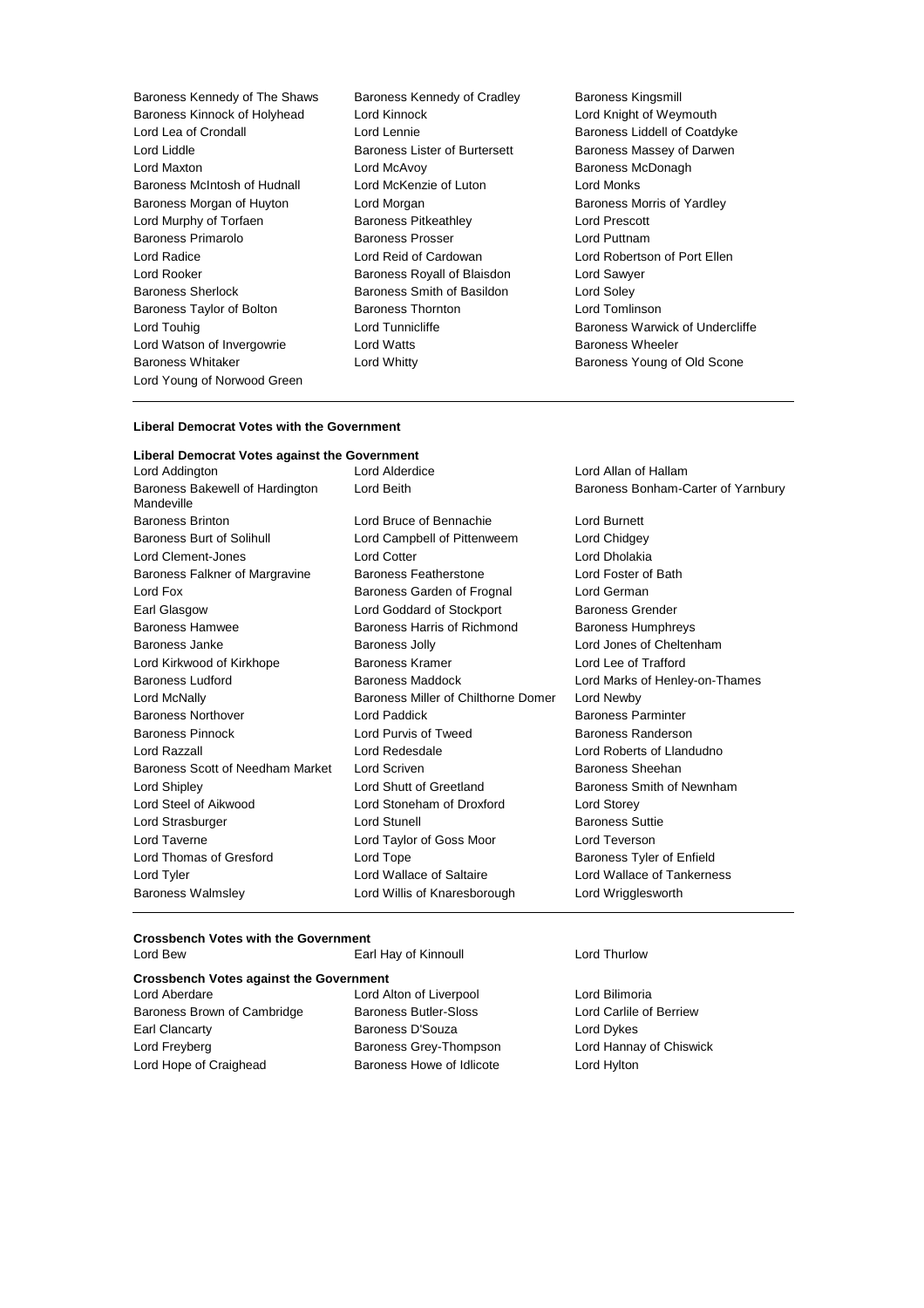Baroness Kennedy of The Shaws
Baroness Kennedy of Cradley
Baroness Kingsmill
Baroness Kinnock of Holyhead
Lord Kinnock
Lord Knight of Weymouth
Lord Lea of Crondall
Lord Lennie
Baroness Liddell of Coatdyke
Lord Liddle
Baroness Lister of Burtersett
Baroness Massey of Darwen
Lord Maxton
Lord McAvoy
Baroness McDonagh
Baroness McIntosh of Hudnall
Lord McKenzie of Luton
Lord Monks
Baroness Morgan of Huyton
Lord Morgan
Baroness Morris of Yardley
Lord Murphy of Torfaen
Baroness Pitkeathley
Lord Prescott
Baroness Primarolo
Baroness Prosser
Lord Puttnam
Lord Radice
Lord Reid of Cardowan
Lord Robertson of Port Ellen
Lord Rooker
Baroness Royall of Blaisdon
Lord Sawyer
Baroness Sherlock
Baroness Smith of Basildon
Lord Soley
Baroness Taylor of Bolton
Baroness Thornton
Lord Tomlinson
Lord Touhig
Lord Tunnicliffe
Baroness Warwick of Undercliffe
Lord Watson of Invergowrie
Lord Watts
Baroness Wheeler
Baroness Whitaker
Lord Whitty
Baroness Young of Old Scone
Lord Young of Norwood Green

---

**Liberal Democrat Votes with the Government**

**Liberal Democrat Votes against the Government**

Lord Addington
Lord Alderdice
Lord Allan of Hallam
Baroness Bakewell of Hardington Mandeville
Lord Beith
Baroness Bonham-Carter of Yarnbury
Baroness Brinton
Lord Bruce of Bennachie
Lord Burnett
Baroness Burt of Solihull
Lord Campbell of Pittenweem
Lord Chidgey
Lord Clement-Jones
Lord Cotter
Lord Dholakia
Baroness Falkner of Margravine
Baroness Featherstone
Lord Foster of Bath
Lord Fox
Baroness Garden of Frognal
Lord German
Earl Glasgow
Lord Goddard of Stockport
Baroness Grender
Baroness Hamwee
Baroness Harris of Richmond
Baroness Humphreys
Baroness Janke
Baroness Jolly
Lord Jones of Cheltenham
Lord Kirkwood of Kirkhope
Baroness Kramer
Lord Lee of Trafford
Baroness Ludford
Baroness Maddock
Lord Marks of Henley-on-Thames
Lord McNally
Baroness Miller of Chilthorne Domer
Lord Newby
Baroness Northover
Lord Paddick
Baroness Parminter
Baroness Pinnock
Lord Purvis of Tweed
Baroness Randerson
Lord Razzall
Lord Redesdale
Lord Roberts of Llandudno
Baroness Scott of Needham Market
Lord Scriven
Baroness Sheehan
Lord Shipley
Lord Shutt of Greetland
Baroness Smith of Newnham
Lord Steel of Aikwood
Lord Stoneham of Droxford
Lord Storey
Lord Strasburger
Lord Stunell
Baroness Suttie
Lord Taverne
Lord Taylor of Goss Moor
Lord Teverson
Lord Thomas of Gresford
Lord Tope
Baroness Tyler of Enfield
Lord Tyler
Lord Wallace of Saltaire
Lord Wallace of Tankerness
Baroness Walmsley
Lord Willis of Knaresborough
Lord Wrigglesworth

---

**Crossbench Votes with the Government**

Lord Bew
Earl Hay of Kinnoull
Lord Thurlow

**Crossbench Votes against the Government**

Lord Aberdare
Lord Alton of Liverpool
Lord Bilimoria
Baroness Brown of Cambridge
Baroness Butler-Sloss
Lord Carlile of Berriew
Earl Clancarty
Baroness D'Souza
Lord Dykes
Lord Freyberg
Baroness Grey-Thompson
Lord Hannay of Chiswick
Lord Hope of Craighead
Baroness Howe of Idlicote
Lord Hylton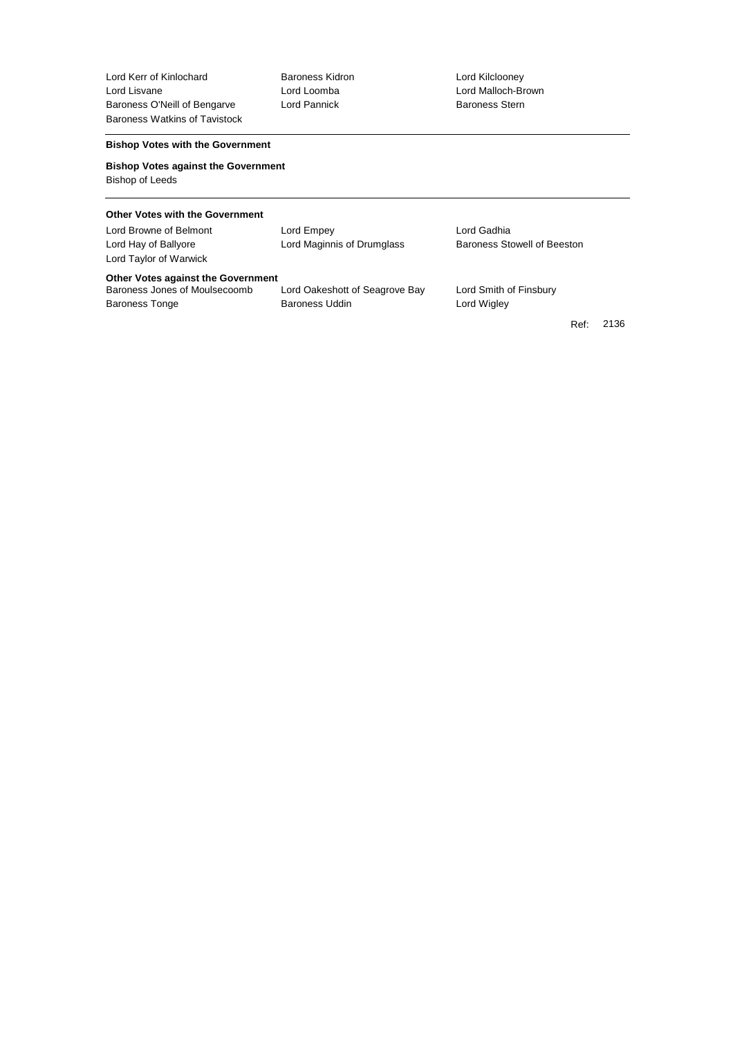Lord Kerr of Kinlochard
Baroness Kidron
Lord Kilclooney
Lord Lisvane
Lord Loomba
Lord Malloch-Brown
Baroness O'Neill of Bengarve
Lord Pannick
Baroness Stern
Baroness Watkins of Tavistock

**Bishop Votes with the Government**

**Bishop Votes against the Government**

Bishop of Leeds

**Other Votes with the Government**

Lord Browne of Belmont
Lord Empey
Lord Gadhia
Lord Hay of Ballyore
Lord Maginnis of Drumglass
Baroness Stowell of Beeston
Lord Taylor of Warwick

**Other Votes against the Government**

Baroness Jones of Moulsecoomb
Lord Oakeshott of Seagrove Bay
Lord Smith of Finsbury
Baroness Tonge
Baroness Uddin
Lord Wigley

Ref: 2136